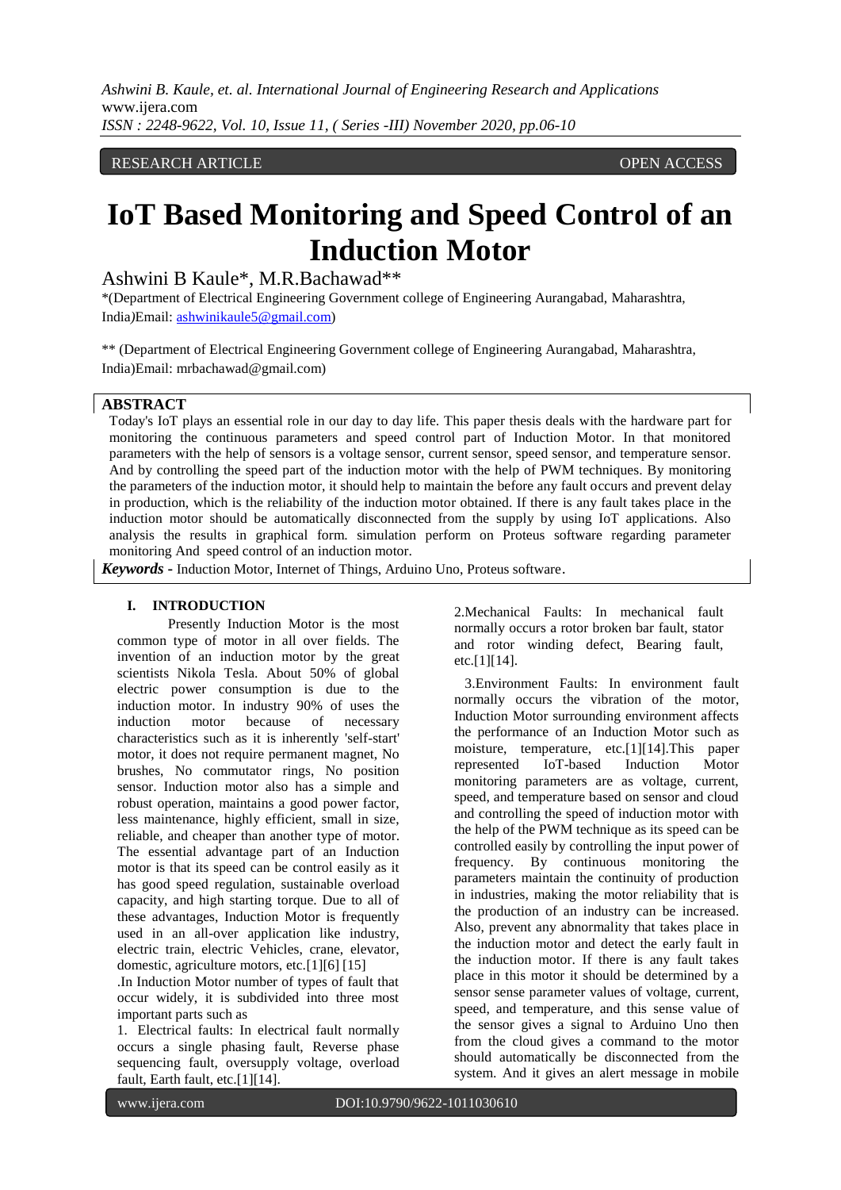RESEARCH ARTICLE OPEN ACCESS

# IoT Based Monitoring and Speed Control of an Induction Motor

Ashwini B Kaule*, M.R.Bachawad**

*(Department of Electrical Engineering Government college of Engineering Aurangabad, Maharashtra, India)Email: ashwinikaule5@gmail.com)

** (Department of Electrical Engineering Government college of Engineering Aurangabad, Maharashtra, India)Email: mrbachawad@gmail.com)

## ABSTRACT

Today's IoT plays an essential role in our day to day life. This paper thesis deals with the hardware part for monitoring the continuous parameters and speed control part of Induction Motor. In that monitored parameters with the help of sensors is a voltage sensor, current sensor, speed sensor, and temperature sensor. And by controlling the speed part of the induction motor with the help of PWM techniques. By monitoring the parameters of the induction motor, it should help to maintain the before any fault occurs and prevent delay in production, which is the reliability of the induction motor obtained. If there is any fault takes place in the induction motor should be automatically disconnected from the supply by using IoT applications. Also analysis the results in graphical form. simulation perform on Proteus software regarding parameter monitoring And speed control of an induction motor.

***Keywords -*** Induction Motor, Internet of Things, Arduino Uno, Proteus software.

## I. INTRODUCTION

Presently Induction Motor is the most common type of motor in all over fields. The invention of an induction motor by the great scientists Nikola Tesla. About 50% of global electric power consumption is due to the induction motor. In industry 90% of uses the induction motor because of necessary characteristics such as it is inherently 'self-start' motor, it does not require permanent magnet, No brushes, No commutator rings, No position sensor. Induction motor also has a simple and robust operation, maintains a good power factor, less maintenance, highly efficient, small in size, reliable, and cheaper than another type of motor. The essential advantage part of an Induction motor is that its speed can be control easily as it has good speed regulation, sustainable overload capacity, and high starting torque. Due to all of these advantages, Induction Motor is frequently used in an all-over application like industry, electric train, electric Vehicles, crane, elevator, domestic, agriculture motors, etc.[1][6] [15]

.In Induction Motor number of types of fault that occur widely, it is subdivided into three most important parts such as

1. Electrical faults: In electrical fault normally occurs a single phasing fault, Reverse phase sequencing fault, oversupply voltage, overload fault, Earth fault, etc.[1][14].

2.Mechanical Faults: In mechanical fault normally occurs a rotor broken bar fault, stator and rotor winding defect, Bearing fault, etc.[1][14].

3.Environment Faults: In environment fault normally occurs the vibration of the motor, Induction Motor surrounding environment affects the performance of an Induction Motor such as moisture, temperature, etc.[1][14].This paper represented IoT-based Induction Motor monitoring parameters are as voltage, current, speed, and temperature based on sensor and cloud and controlling the speed of induction motor with the help of the PWM technique as its speed can be controlled easily by controlling the input power of frequency. By continuous monitoring the parameters maintain the continuity of production in industries, making the motor reliability that is the production of an industry can be increased. Also, prevent any abnormality that takes place in the induction motor and detect the early fault in the induction motor. If there is any fault takes place in this motor it should be determined by a sensor sense parameter values of voltage, current, speed, and temperature, and this sense value of the sensor gives a signal to Arduino Uno then from the cloud gives a command to the motor should automatically be disconnected from the system. And it gives an alert message in mobile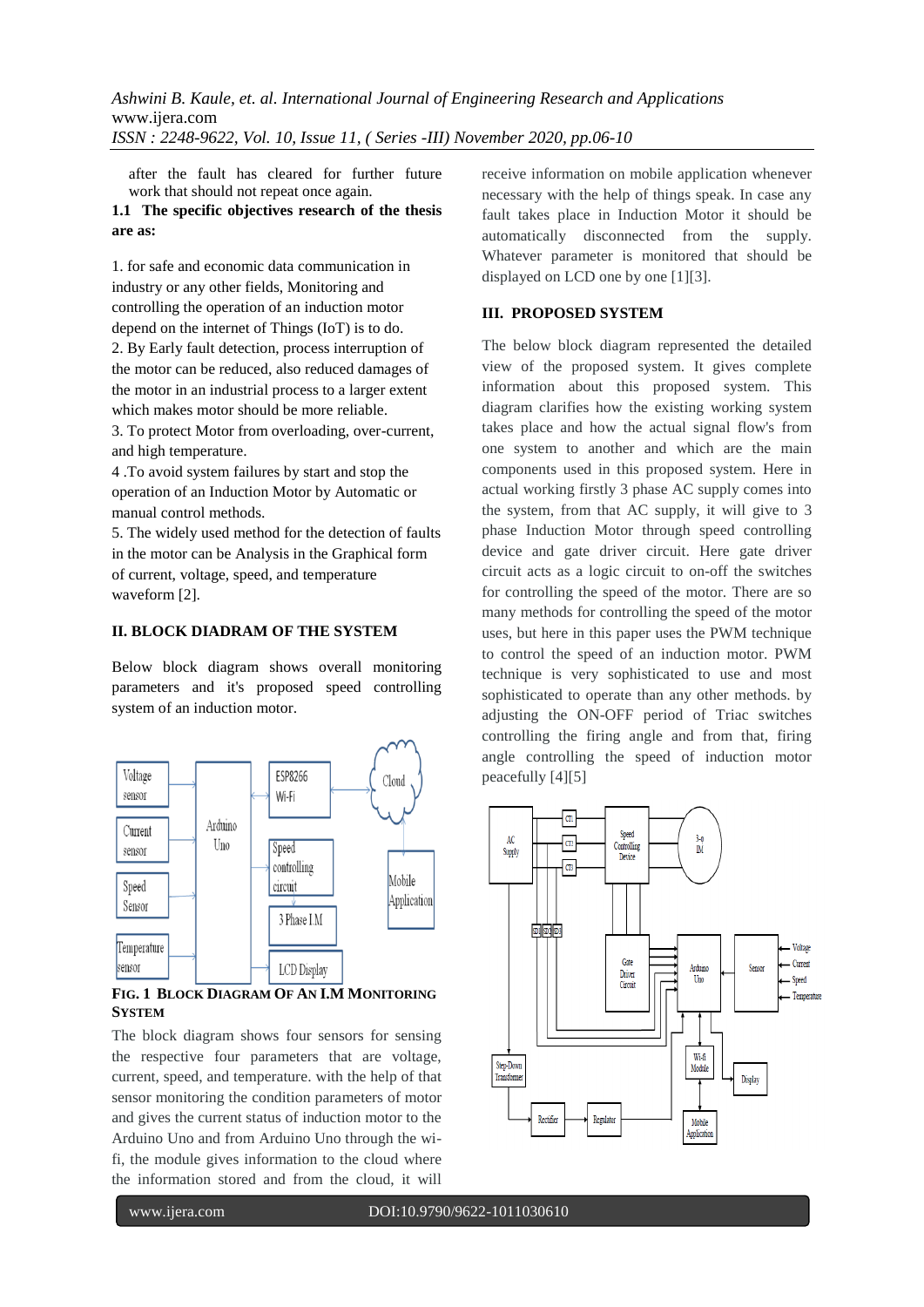after the fault has cleared for further future work that should not repeat once again.

**1.1 The specific objectives research of the thesis are as:**

1. for safe and economic data communication in industry or any other fields, Monitoring and controlling the operation of an induction motor depend on the internet of Things (IoT) is to do.
2. By Early fault detection, process interruption of the motor can be reduced, also reduced damages of the motor in an industrial process to a larger extent which makes motor should be more reliable.
3. To protect Motor from overloading, over-current, and high temperature.
4 .To avoid system failures by start and stop the operation of an Induction Motor by Automatic or manual control methods.
5. The widely used method for the detection of faults in the motor can be Analysis in the Graphical form of current, voltage, speed, and temperature waveform [2].

## II. BLOCK DIADRAM OF THE SYSTEM

Below block diagram shows overall monitoring parameters and it's proposed speed controlling system of an induction motor.

**FIG. 1 BLOCK DIAGRAM OF AN I.M MONITORING SYSTEM**

The block diagram shows four sensors for sensing the respective four parameters that are voltage, current, speed, and temperature. with the help of that sensor monitoring the condition parameters of motor and gives the current status of induction motor to the Arduino Uno and from Arduino Uno through the wi-fi, the module gives information to the cloud where the information stored and from the cloud, it will receive information on mobile application whenever necessary with the help of things speak. In case any fault takes place in Induction Motor it should be automatically disconnected from the supply. Whatever parameter is monitored that should be displayed on LCD one by one [1][3].

## III. PROPOSED SYSTEM

The below block diagram represented the detailed view of the proposed system. It gives complete information about this proposed system. This diagram clarifies how the existing working system takes place and how the actual signal flow's from one system to another and which are the main components used in this proposed system. Here in actual working firstly 3 phase AC supply comes into the system, from that AC supply, it will give to 3 phase Induction Motor through speed controlling device and gate driver circuit. Here gate driver circuit acts as a logic circuit to on-off the switches for controlling the speed of the motor. There are so many methods for controlling the speed of the motor uses, but here in this paper uses the PWM technique to control the speed of an induction motor. PWM technique is very sophisticated to use and most sophisticated to operate than any other methods. by adjusting the ON-OFF period of Triac switches controlling the firing angle and from that, firing angle controlling the speed of induction motor peacefully [4][5]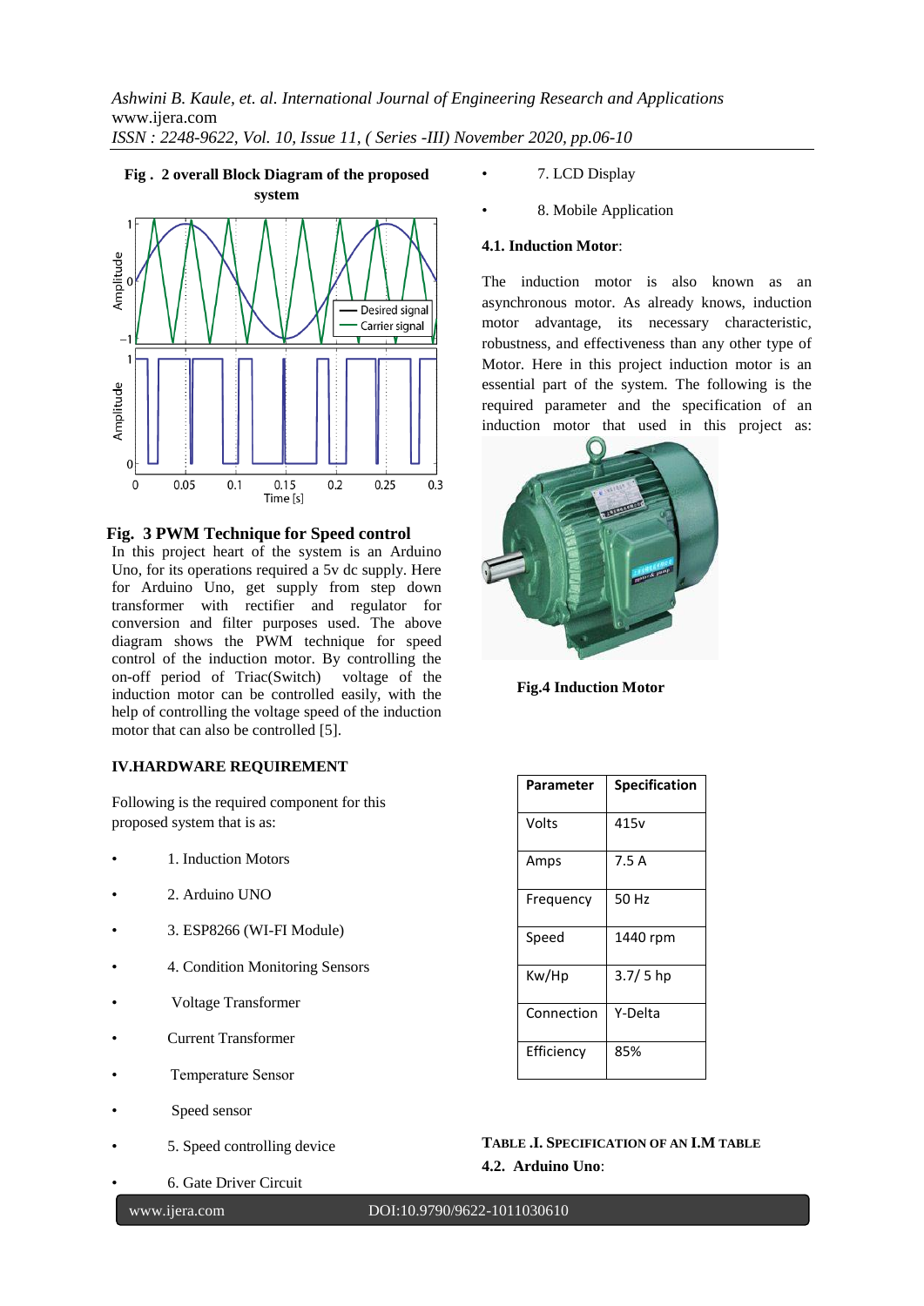**Fig . 2 overall Block Diagram of the proposed system**

**Fig. 3 PWM Technique for Speed control**

In this project heart of the system is an Arduino Uno, for its operations required a 5v dc supply. Here for Arduino Uno, get supply from step down transformer with rectifier and regulator for conversion and filter purposes used. The above diagram shows the PWM technique for speed control of the induction motor. By controlling the on-off period of Triac(Switch) voltage of the induction motor can be controlled easily, with the help of controlling the voltage speed of the induction motor that can also be controlled [5].

## IV.HARDWARE REQUIREMENT

Following is the required component for this proposed system that is as:

- 1. Induction Motors
- 2. Arduino UNO
- 3. ESP8266 (WI-FI Module)
- 4. Condition Monitoring Sensors
- Voltage Transformer
- Current Transformer
- Temperature Sensor
- Speed sensor
- 5. Speed controlling device
- 6. Gate Driver Circuit
- 7. LCD Display
- 8. Mobile Application

### 4.1. Induction Motor:

The induction motor is also known as an asynchronous motor. As already knows, induction motor advantage, its necessary characteristic, robustness, and effectiveness than any other type of Motor. Here in this project induction motor is an essential part of the system. The following is the required parameter and the specification of an induction motor that used in this project as:

**Fig.4 Induction Motor**

| Parameter | Specification |
|---|---|
| Volts | 415v |
| Amps | 7.5 A |
| Frequency | 50 Hz |
| Speed | 1440 rpm |
| Kw/Hp | 3.7/ 5 hp |
| Connection | Y-Delta |
| Efficiency | 85% |

**TABLE .I. SPECIFICATION OF AN I.M TABLE**

### 4.2. Arduino Uno: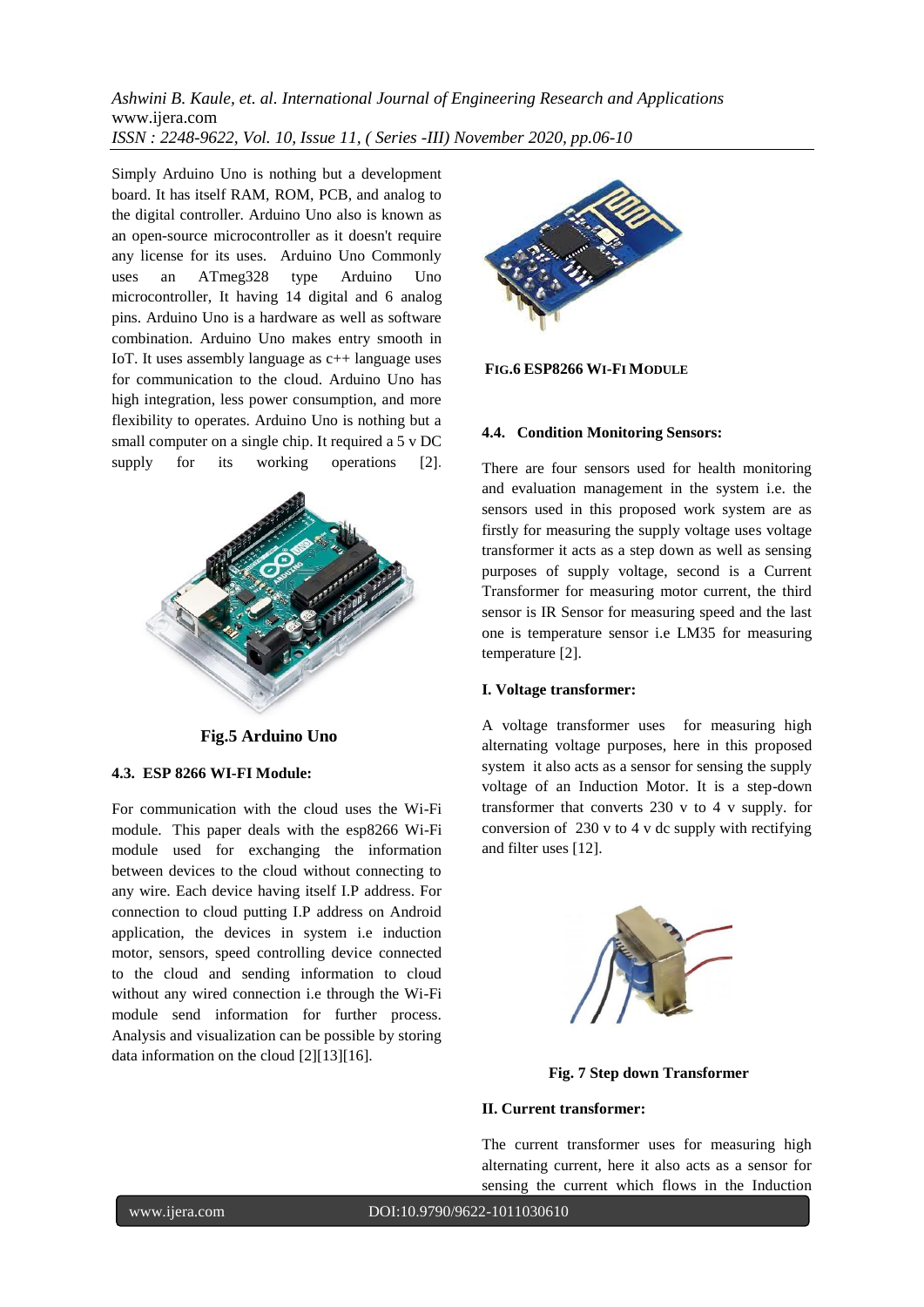Simply Arduino Uno is nothing but a development board. It has itself RAM, ROM, PCB, and analog to the digital controller. Arduino Uno also is known as an open-source microcontroller as it doesn't require any license for its uses. Arduino Uno Commonly uses an ATmeg328 type Arduino Uno microcontroller, It having 14 digital and 6 analog pins. Arduino Uno is a hardware as well as software combination. Arduino Uno makes entry smooth in IoT. It uses assembly language as c++ language uses for communication to the cloud. Arduino Uno has high integration, less power consumption, and more flexibility to operates. Arduino Uno is nothing but a small computer on a single chip. It required a 5 v DC supply for its working operations [2].

**Fig.5 Arduino Uno**

### 4.3. ESP 8266 WI-FI Module:

For communication with the cloud uses the Wi-Fi module. This paper deals with the esp8266 Wi-Fi module used for exchanging the information between devices to the cloud without connecting to any wire. Each device having itself I.P address. For connection to cloud putting I.P address on Android application, the devices in system i.e induction motor, sensors, speed controlling device connected to the cloud and sending information to cloud without any wired connection i.e through the Wi-Fi module send information for further process. Analysis and visualization can be possible by storing data information on the cloud [2][13][16].

**FIG.6 ESP8266 WI-FI MODULE**

### 4.4. Condition Monitoring Sensors:

There are four sensors used for health monitoring and evaluation management in the system i.e. the sensors used in this proposed work system are as firstly for measuring the supply voltage uses voltage transformer it acts as a step down as well as sensing purposes of supply voltage, second is a Current Transformer for measuring motor current, the third sensor is IR Sensor for measuring speed and the last one is temperature sensor i.e LM35 for measuring temperature [2].

**I. Voltage transformer:**

A voltage transformer uses for measuring high alternating voltage purposes, here in this proposed system it also acts as a sensor for sensing the supply voltage of an Induction Motor. It is a step-down transformer that converts 230 v to 4 v supply. for conversion of 230 v to 4 v dc supply with rectifying and filter uses [12].

**Fig. 7 Step down Transformer**

**II. Current transformer:**

The current transformer uses for measuring high alternating current, here it also acts as a sensor for sensing the current which flows in the Induction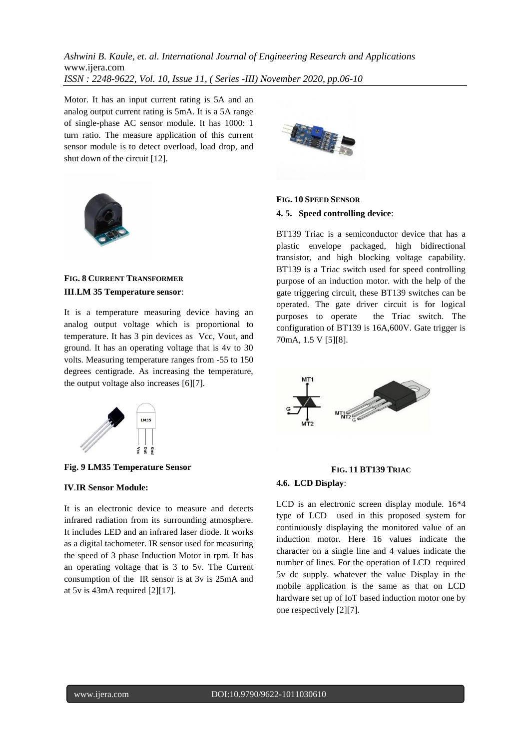Motor. It has an input current rating is 5A and an analog output current rating is 5mA. It is a 5A range of single-phase AC sensor module. It has 1000: 1 turn ratio. The measure application of this current sensor module is to detect overload, load drop, and shut down of the circuit [12].

**FIG. 8 CURRENT TRANSFORMER**

**III.LM 35 Temperature sensor**:

It is a temperature measuring device having an analog output voltage which is proportional to temperature. It has 3 pin devices as Vcc, Vout, and ground. It has an operating voltage that is 4v to 30 volts. Measuring temperature ranges from -55 to 150 degrees centigrade. As increasing the temperature, the output voltage also increases [6][7].

**Fig. 9 LM35 Temperature Sensor**

**IV.IR Sensor Module:**

It is an electronic device to measure and detects infrared radiation from its surrounding atmosphere. It includes LED and an infrared laser diode. It works as a digital tachometer. IR sensor used for measuring the speed of 3 phase Induction Motor in rpm. It has an operating voltage that is 3 to 5v. The Current consumption of the IR sensor is at 3v is 25mA and at 5v is 43mA required [2][17].

**FIG. 10 SPEED SENSOR**

**4. 5. Speed controlling device**:

BT139 Triac is a semiconductor device that has a plastic envelope packaged, high bidirectional transistor, and high blocking voltage capability. BT139 is a Triac switch used for speed controlling purpose of an induction motor. with the help of the gate triggering circuit, these BT139 switches can be operated. The gate driver circuit is for logical purposes to operate the Triac switch. The configuration of BT139 is 16A,600V. Gate trigger is 70mA, 1.5 V [5][8].

**FIG. 11 BT139 TRIAC**

**4.6. LCD Display**:

LCD is an electronic screen display module. 16*4 type of LCD used in this proposed system for continuously displaying the monitored value of an induction motor. Here 16 values indicate the character on a single line and 4 values indicate the number of lines. For the operation of LCD required 5v dc supply. whatever the value Display in the mobile application is the same as that on LCD hardware set up of IoT based induction motor one by one respectively [2][7].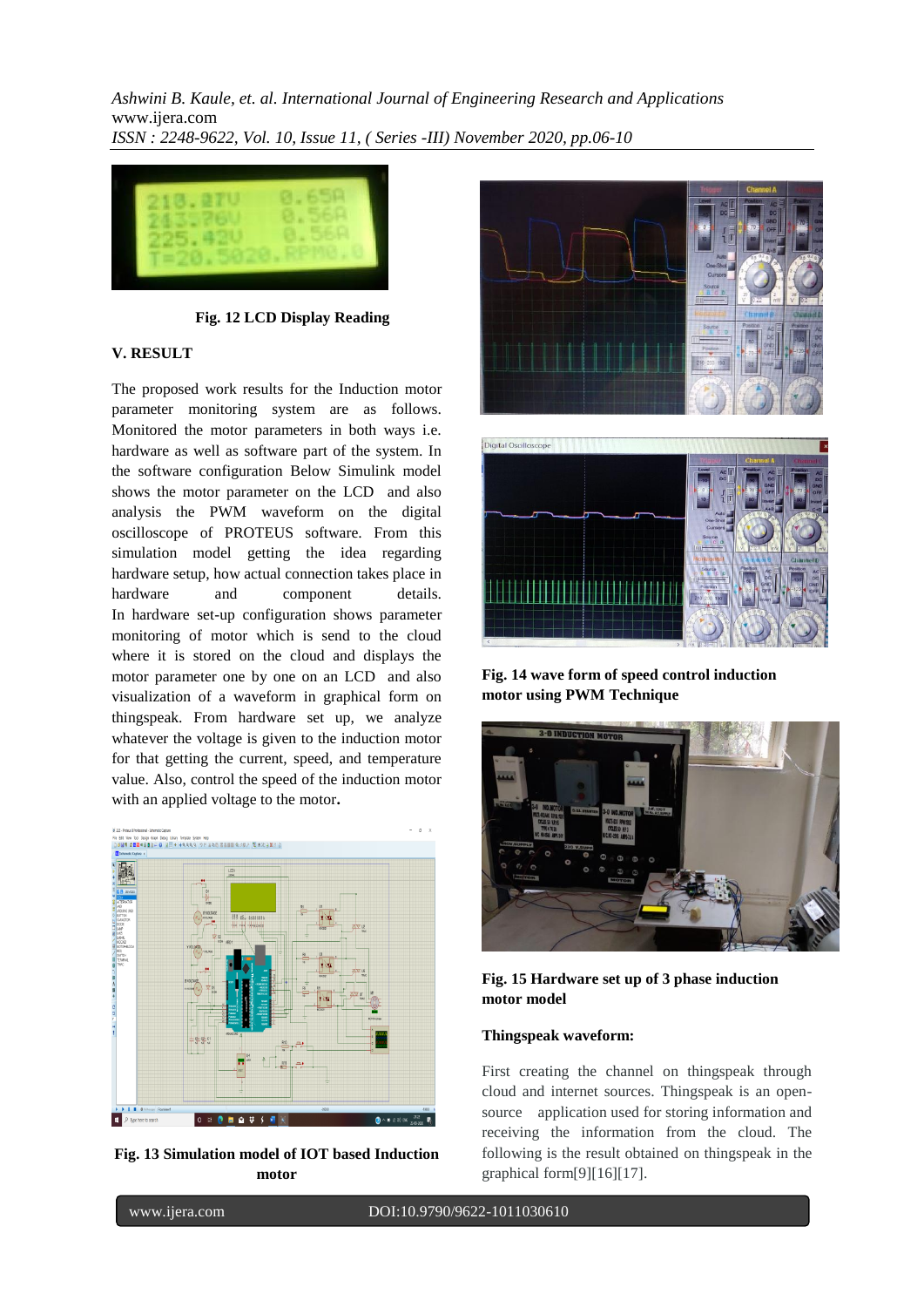Fig. 12 LCD Display Reading

## V. RESULT

The proposed work results for the Induction motor parameter monitoring system are as follows. Monitored the motor parameters in both ways i.e. hardware as well as software part of the system. In the software configuration Below Simulink model shows the motor parameter on the LCD and also analysis the PWM waveform on the digital oscilloscope of PROTEUS software. From this simulation model getting the idea regarding hardware setup, how actual connection takes place in hardware and component details. In hardware set-up configuration shows parameter monitoring of motor which is send to the cloud where it is stored on the cloud and displays the motor parameter one by one on an LCD and also visualization of a waveform in graphical form on thingspeak. From hardware set up, we analyze whatever the voltage is given to the induction motor for that getting the current, speed, and temperature value. Also, control the speed of the induction motor with an applied voltage to the motor.

**Fig. 13 Simulation model of IOT based Induction motor**

**Fig. 14 wave form of speed control induction motor using PWM Technique**

**Fig. 15 Hardware set up of 3 phase induction motor model**

**Thingspeak waveform:**

First creating the channel on thingspeak through cloud and internet sources. Thingspeak is an open-source application used for storing information and receiving the information from the cloud. The following is the result obtained on thingspeak in the graphical form[9][16][17].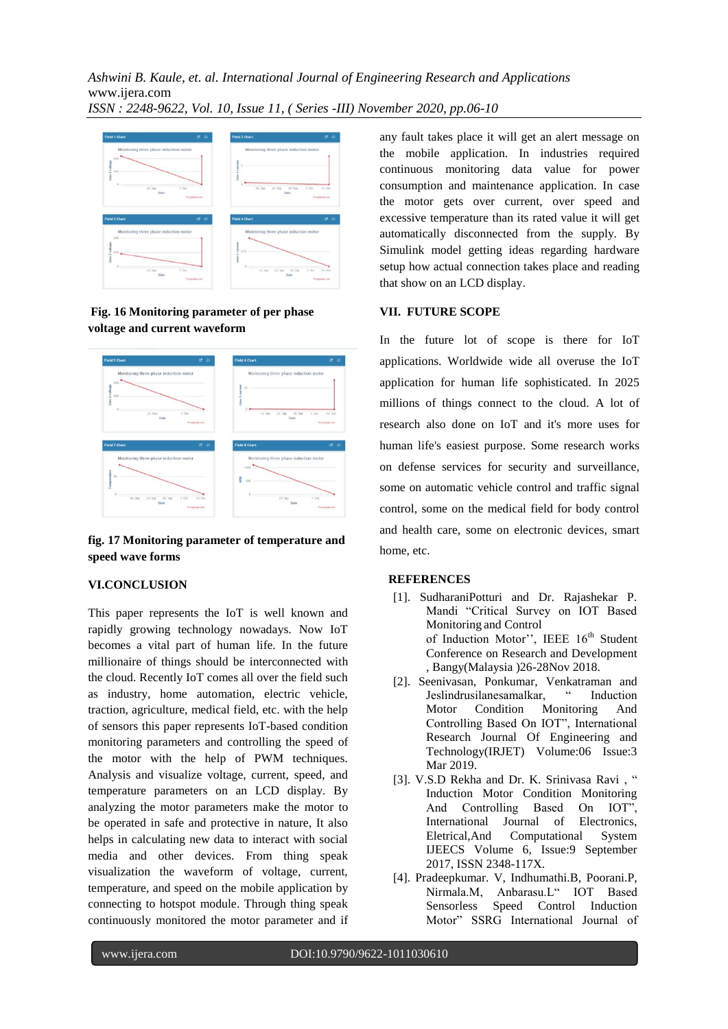**Fig. 16 Monitoring parameter of per phase voltage and current waveform**

**fig. 17 Monitoring parameter of temperature and speed wave forms**

## VI.CONCLUSION

This paper represents the IoT is well known and rapidly growing technology nowadays. Now IoT becomes a vital part of human life. In the future millionaire of things should be interconnected with the cloud. Recently IoT comes all over the field such as industry, home automation, electric vehicle, traction, agriculture, medical field, etc. with the help of sensors this paper represents IoT-based condition monitoring parameters and controlling the speed of the motor with the help of PWM techniques. Analysis and visualize voltage, current, speed, and temperature parameters on an LCD display. By analyzing the motor parameters make the motor to be operated in safe and protective in nature, It also helps in calculating new data to interact with social media and other devices. From thing speak visualization the waveform of voltage, current, temperature, and speed on the mobile application by connecting to hotspot module. Through thing speak continuously monitored the motor parameter and if any fault takes place it will get an alert message on the mobile application. In industries required continuous monitoring data value for power consumption and maintenance application. In case the motor gets over current, over speed and excessive temperature than its rated value it will get automatically disconnected from the supply. By Simulink model getting ideas regarding hardware setup how actual connection takes place and reading that show on an LCD display.

## VII. FUTURE SCOPE

In the future lot of scope is there for IoT applications. Worldwide wide all overuse the IoT application for human life sophisticated. In 2025 millions of things connect to the cloud. A lot of research also done on IoT and it's more uses for human life's easiest purpose. Some research works on defense services for security and surveillance, some on automatic vehicle control and traffic signal control, some on the medical field for body control and health care, some on electronic devices, smart home, etc.

## REFERENCES

[1]. SudharaniPotturi and Dr. Rajashekar P. Mandi "Critical Survey on IOT Based Monitoring and Control of Induction Motor'', IEEE 16th Student Conference on Research and Development , Bangy(Malaysia )26-28Nov 2018.

[2]. Seenivasan, Ponkumar, Venkatraman and Jeslindrusilanesamalkar, " Induction Motor Condition Monitoring And Controlling Based On IOT", International Research Journal Of Engineering and Technology(IRJET) Volume:06 Issue:3 Mar 2019.

[3]. V.S.D Rekha and Dr. K. Srinivasa Ravi , " Induction Motor Condition Monitoring And Controlling Based On IOT", International Journal of Electronics, Eletrical,And Computational System IJEECS Volume 6, Issue:9 September 2017, ISSN 2348-117X.

[4]. Pradeepkumar. V, Indhumathi.B, Poorani.P, Nirmala.M, Anbarasu.L" IOT Based Sensorless Speed Control Induction Motor" SSRG International Journal of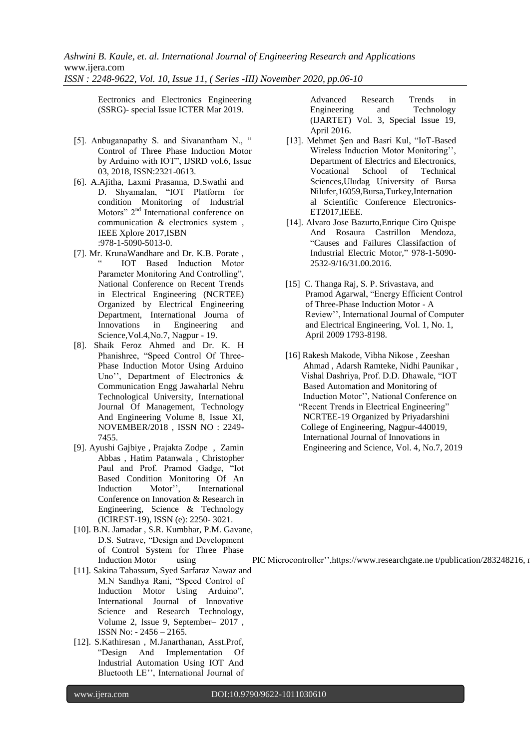Eectronics and Electronics Engineering (SSRG)- special Issue ICTER Mar 2019.

[5]. Anbuganapathy S. and Sivanantham N., " Control of Three Phase Induction Motor by Arduino with IOT", IJSRD vol.6, Issue 03, 2018, ISSN:2321-0613.

[6]. A.Ajitha, Laxmi Prasanna, D.Swathi and D. Shyamalan, "IOT Platform for condition Monitoring of Industrial Motors" 2nd International conference on communication & electronics system , IEEE Xplore 2017,ISBN :978-1-5090-5013-0.

[7]. Mr. KrunaWandhare and Dr. K.B. Porate , " IOT Based Induction Motor Parameter Monitoring And Controlling", National Conference on Recent Trends in Electrical Engineering (NCRTEE) Organized by Electrical Engineering Department, International Journa of Innovations in Engineering and Science,Vol.4,No.7, Nagpur - 19.

[8]. Shaik Feroz Ahmed and Dr. K. H Phanishree, "Speed Control Of Three-Phase Induction Motor Using Arduino Uno'', Department of Electronics & Communication Engg Jawaharlal Nehru Technological University, International Journal Of Management, Technology And Engineering Volume 8, Issue XI, NOVEMBER/2018 , ISSN NO : 2249-7455.

[9]. Ayushi Gajbiye , Prajakta Zodpe , Zamin Abbas , Hatim Patanwala , Christopher Paul and Prof. Pramod Gadge, "Iot Based Condition Monitoring Of An Induction Motor'', International Conference on Innovation & Research in Engineering, Science & Technology (ICIREST-19), ISSN (e): 2250- 3021.

[10]. B.N. Jamadar , S.R. Kumbhar, P.M. Gavane, D.S. Sutrave, "Design and Development of Control System for Three Phase Induction Motor using PIC Microcontroller'',https://www.researchgate.ne t/publication/283248216, r

[11]. Sakina Tabassum, Syed Sarfaraz Nawaz and M.N Sandhya Rani, "Speed Control of Induction Motor Using Arduino", International Journal of Innovative Science and Research Technology, Volume 2, Issue 9, September– 2017 , ISSN No: - 2456 – 2165.

[12]. S.Kathiresan , M.Janarthanan, Asst.Prof, "Design And Implementation Of Industrial Automation Using IOT And Bluetooth LE'', International Journal of Advanced Research Trends in Engineering and Technology (IJARTET) Vol. 3, Special Issue 19, April 2016.

[13]. Mehmet Şen and Basri Kul, "IoT-Based Wireless Induction Motor Monitoring'', Department of Electrics and Electronics, Vocational School of Technical Sciences,Uludag University of Bursa Nilufer,16059,Bursa,Turkey,International Scientific Conference Electronics-ET2017,IEEE.

[14]. Alvaro Jose Bazurto,Enrique Ciro Quispe And Rosaura Castrillon Mendoza, "Causes and Failures Classifaction of Industrial Electric Motor," 978-1-5090-2532-9/16/31.00.2016.

[15] C. Thanga Raj, S. P. Srivastava, and Pramod Agarwal, "Energy Efficient Control of Three-Phase Induction Motor - A Review'', International Journal of Computer and Electrical Engineering, Vol. 1, No. 1, April 2009 1793-8198.

[16] Rakesh Makode, Vibha Nikose , Zeeshan Ahmad , Adarsh Ramteke, Nidhi Paunikar , Vishal Dashriya, Prof. D.D. Dhawale, "IOT Based Automation and Monitoring of Induction Motor'', National Conference on "Recent Trends in Electrical Engineering" NCRTEE-19 Organized by Priyadarshini College of Engineering, Nagpur-440019, International Journal of Innovations in Engineering and Science, Vol. 4, No.7, 2019